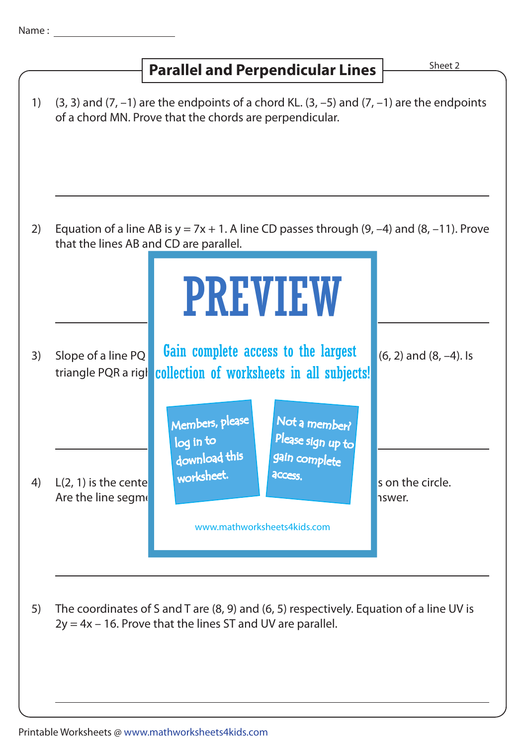Name :

# Parallel and Perpendicular Lines

Sheet 2

1) (3, 3) and (7, –1) are the endpoints of a chord KL. (3, –5) and (7, –1) are the endpoints of a chord MN. Prove that the chords are perpendicular.

2) Equation of a line AB is $y = 7x + 1$. A line CD passes through (9, –4) and (8, –11). Prove that the lines AB and CD are parallel.

PREVIEW

Gain complete access to the largest collection of worksheets in all subjects!

Members, please log in to download this worksheet.

Not a member? Please sign up to gain complete access.

www.mathworksheets4kids.com

3) Slope of a line PQ ... (6, 2) and (8, –4). Is triangle PQR a righ...

4) L(2, 1) is the cente... s on the circle. Are the line segme... nswer.

5) The coordinates of S and T are (8, 9) and (6, 5) respectively. Equation of a line UV is $2y = 4x – 16$. Prove that the lines ST and UV are parallel.

Printable Worksheets @ www.mathworksheets4kids.com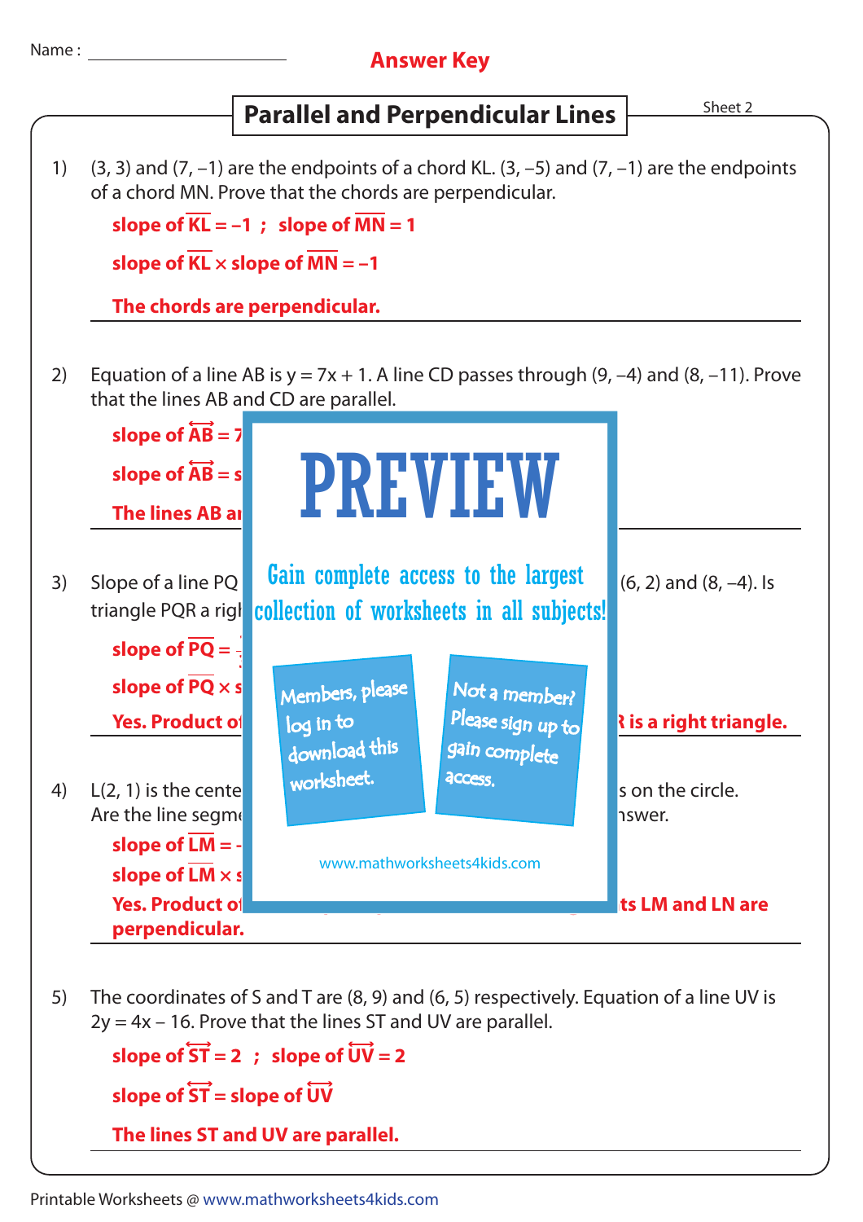Name :

**Answer Key**

# Parallel and Perpendicular Lines

Sheet 2

1) (3, 3) and (7, –1) are the endpoints of a chord KL. (3, –5) and (7, –1) are the endpoints of a chord MN. Prove that the chords are perpendicular.

   **slope of $\overline{KL}$ = –1 ; slope of $\overline{MN}$ = 1**

   **slope of $\overline{KL}$ × slope of $\overline{MN}$ = –1**

   **The chords are perpendicular.**

2) Equation of a line AB is y = 7x + 1. A line CD passes through (9, –4) and (8, –11). Prove that the lines AB and CD are parallel.

   **slope of $\overleftrightarrow{AB}$ = 7**

   **slope of $\overleftrightarrow{AB}$ = s**

   **The lines AB a**

3) Slope of a line PQ … (6, 2) and (8, –4). Is triangle PQR a rig…

   **slope of $\overline{PQ}$ =**

   **slope of $\overline{PQ}$ × s**

   **Yes. Product o… R is a right triangle.**

4) L(2, 1) is the cente… s on the circle. Are the line segme… nswer.

   **slope of $\overline{LM}$ = -**

   **slope of $\overline{LM}$ × s**

   **Yes. Product o… ts LM and LN are perpendicular.**

5) The coordinates of S and T are (8, 9) and (6, 5) respectively. Equation of a line UV is 2y = 4x – 16. Prove that the lines ST and UV are parallel.

   **slope of $\overleftrightarrow{ST}$ = 2 ; slope of $\overleftrightarrow{UV}$ = 2**

   **slope of $\overleftrightarrow{ST}$ = slope of $\overleftrightarrow{UV}$**

   **The lines ST and UV are parallel.**

PREVIEW

Gain complete access to the largest collection of worksheets in all subjects!

Members, please log in to download this worksheet.

Not a member? Please sign up to gain complete access.

www.mathworksheets4kids.com